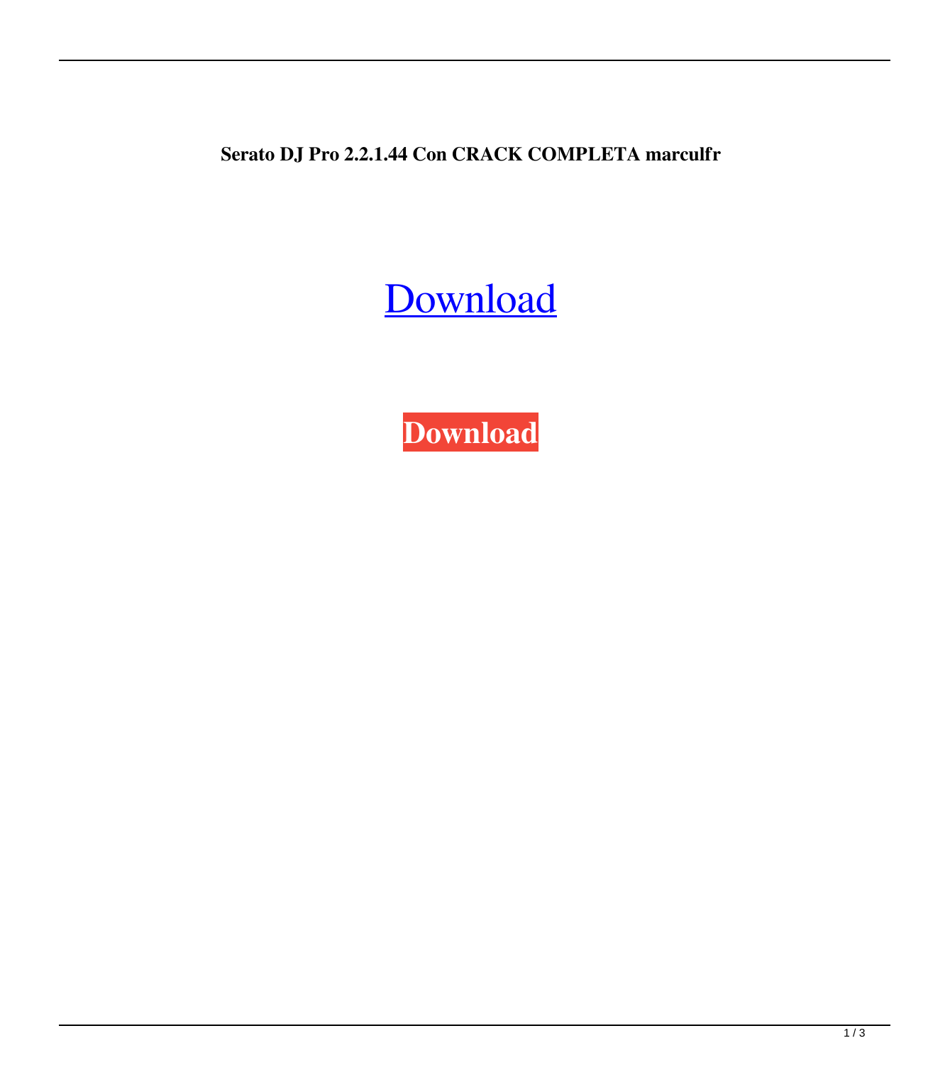**Serato DJ Pro 2.2.1.44 Con CRACK COMPLETA marculfr**

Download

**Download**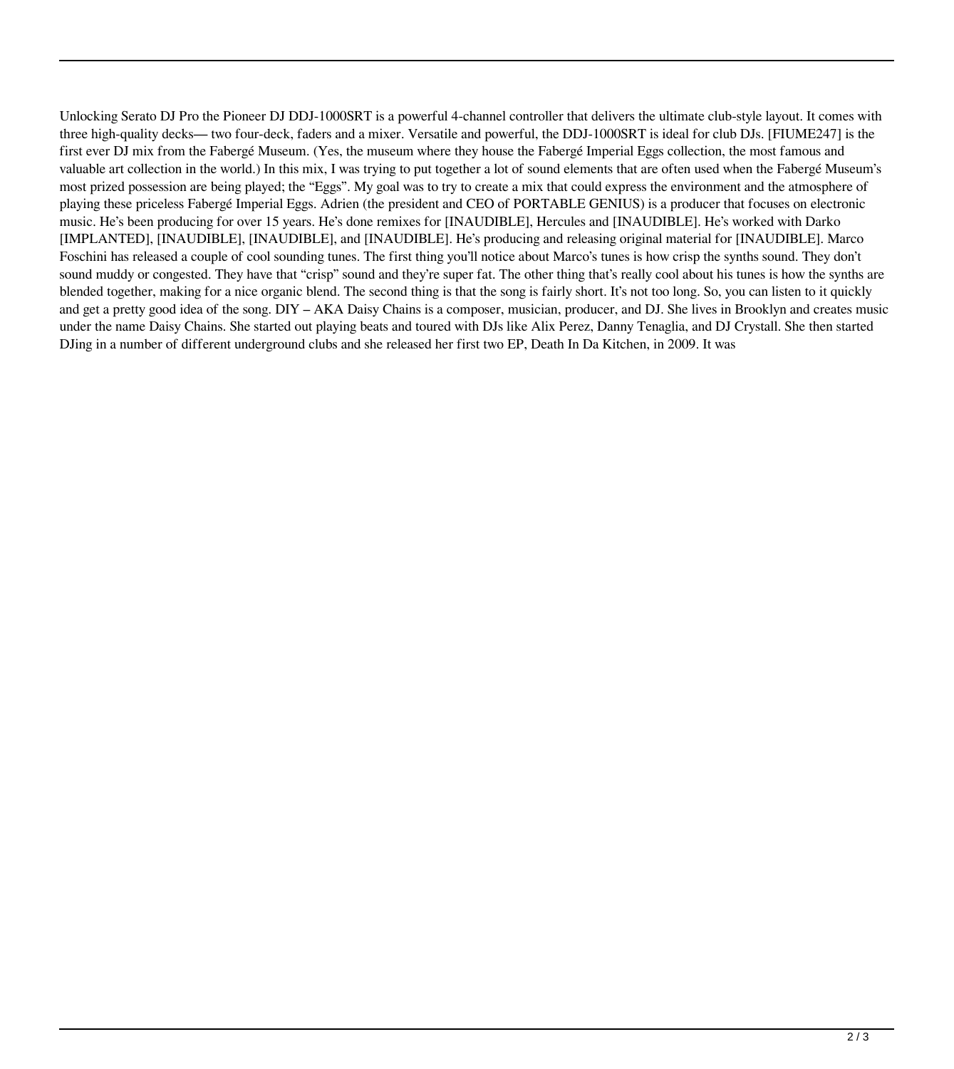Unlocking Serato DJ Pro the Pioneer DJ DDJ-1000SRT is a powerful 4-channel controller that delivers the ultimate club-style layout. It comes with three high-quality decks— two four-deck, faders and a mixer. Versatile and powerful, the DDJ-1000SRT is ideal for club DJs. [FIUME247] is the first ever DJ mix from the Fabergé Museum. (Yes, the museum where they house the Fabergé Imperial Eggs collection, the most famous and valuable art collection in the world.) In this mix, I was trying to put together a lot of sound elements that are often used when the Fabergé Museum's most prized possession are being played; the "Eggs". My goal was to try to create a mix that could express the environment and the atmosphere of playing these priceless Fabergé Imperial Eggs. Adrien (the president and CEO of PORTABLE GENIUS) is a producer that focuses on electronic music. He's been producing for over 15 years. He's done remixes for [INAUDIBLE], Hercules and [INAUDIBLE]. He's worked with Darko [IMPLANTED], [INAUDIBLE], [INAUDIBLE], and [INAUDIBLE]. He's producing and releasing original material for [INAUDIBLE]. Marco Foschini has released a couple of cool sounding tunes. The first thing you'll notice about Marco's tunes is how crisp the synths sound. They don't sound muddy or congested. They have that "crisp" sound and they're super fat. The other thing that's really cool about his tunes is how the synths are blended together, making for a nice organic blend. The second thing is that the song is fairly short. It's not too long. So, you can listen to it quickly and get a pretty good idea of the song. DIY – AKA Daisy Chains is a composer, musician, producer, and DJ. She lives in Brooklyn and creates music under the name Daisy Chains. She started out playing beats and toured with DJs like Alix Perez, Danny Tenaglia, and DJ Crystall. She then started DJing in a number of different underground clubs and she released her first two EP, Death In Da Kitchen, in 2009. It was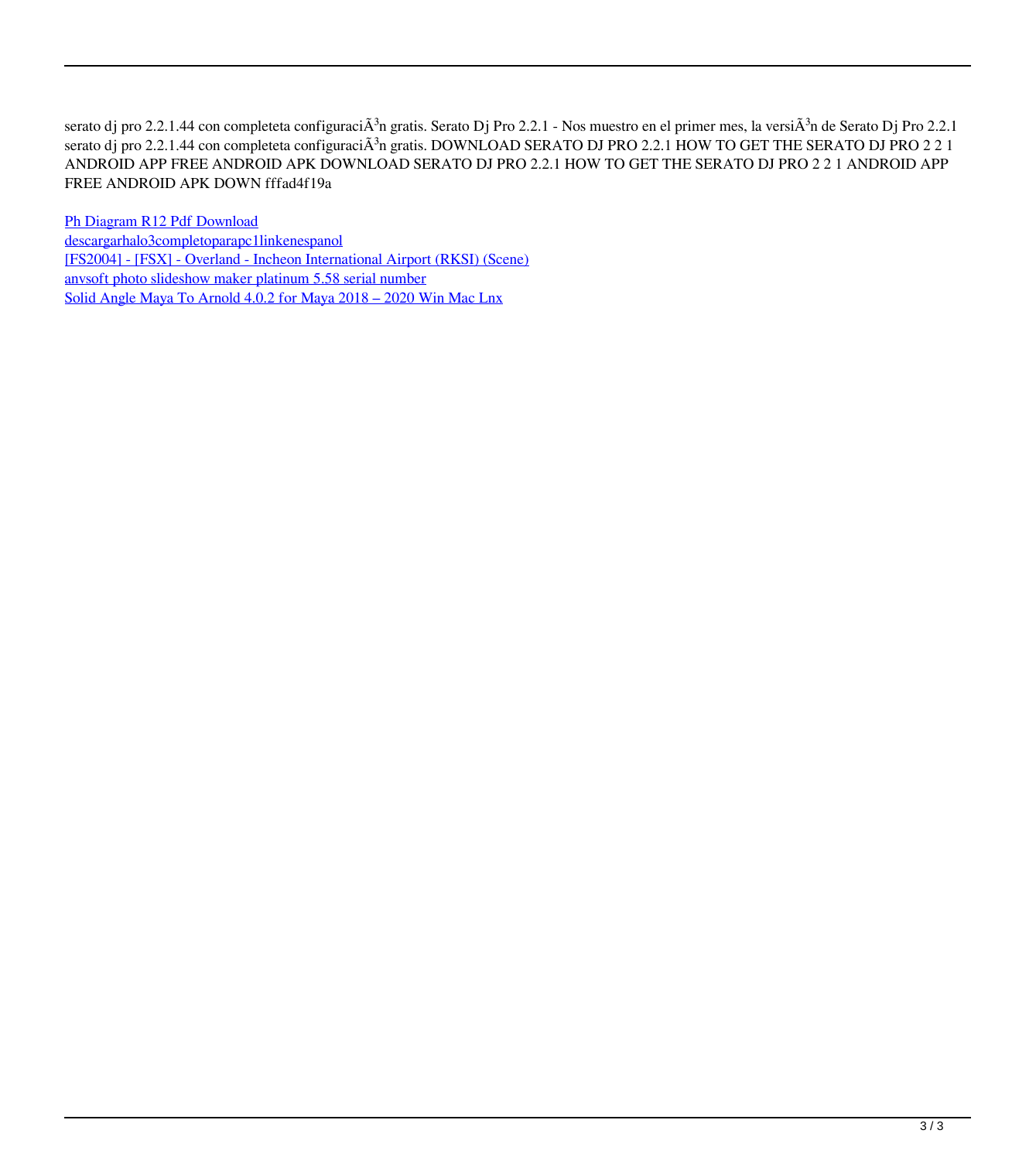serato dj pro 2.2.1.44 con completeta configuraciÃ³n gratis. Serato Dj Pro 2.2.1 - Nos muestro en el primer mes, la versiÃ³n de Serato Dj Pro 2.2.1 serato dj pro 2.2.1.44 con completeta configuraciÃ³n gratis. DOWNLOAD SERATO DJ PRO 2.2.1 HOW TO GET THE SERATO DJ PRO 2 2 1 ANDROID APP FREE ANDROID APK DOWNLOAD SERATO DJ PRO 2.2.1 HOW TO GET THE SERATO DJ PRO 2 2 1 ANDROID APP FREE ANDROID APK DOWN fffad4f19a

Ph Diagram R12 Pdf Download
descargarhalo3completoparapc1linkenespanol
[FS2004] - [FSX] - Overland - Incheon International Airport (RKSI) (Scene)
anvsoft photo slideshow maker platinum 5.58 serial number
Solid Angle Maya To Arnold 4.0.2 for Maya 2018 – 2020 Win Mac Lnx